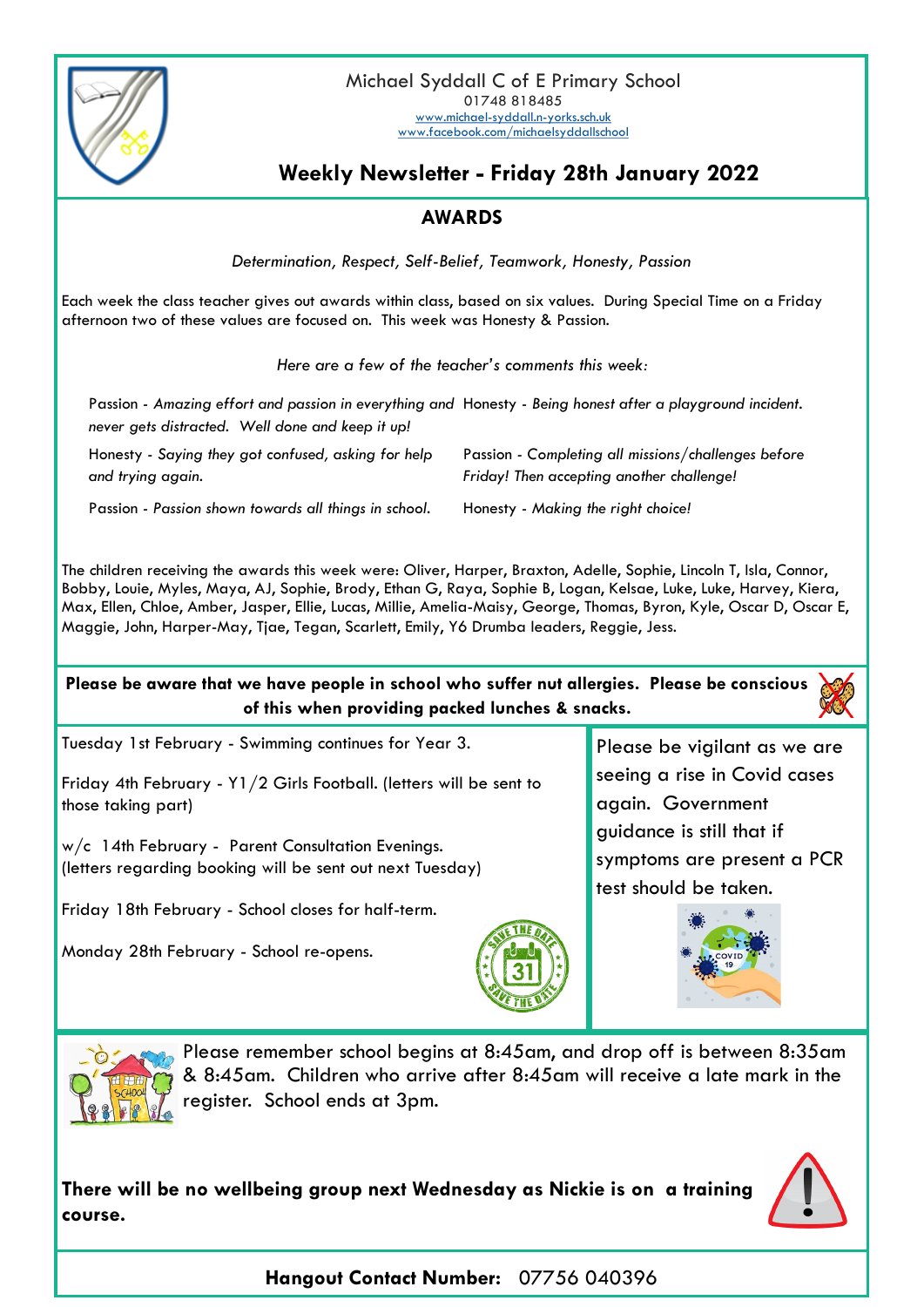Michael Syddall C of E Primary School

01748 818485

www.michael-syddall.n-yorks.sch.uk

www.facebook.com/michaelsyddallschool

# Weekly Newsletter - Friday 28th January 2022

## AWARDS

*Determination, Respect, Self-Belief, Teamwork, Honesty, Passion*

Each week the class teacher gives out awards within class, based on six values. During Special Time on a Friday afternoon two of these values are focused on. This week was Honesty & Passion.

*Here are a few of the teacher's comments this week:*

Passion - *Amazing effort and passion in everything and never gets distracted. Well done and keep it up!*

Honesty - *Saying they got confused, asking for help and trying again.*

Passion - *Passion shown towards all things in school.*

Honesty - *Being honest after a playground incident.*

Passion - *Completing all missions/challenges before Friday! Then accepting another challenge!*

Honesty - *Making the right choice!*

The children receiving the awards this week were: Oliver, Harper, Braxton, Adelle, Sophie, Lincoln T, Isla, Connor, Bobby, Louie, Myles, Maya, AJ, Sophie, Brody, Ethan G, Raya, Sophie B, Logan, Kelsae, Luke, Luke, Harvey, Kiera, Max, Ellen, Chloe, Amber, Jasper, Ellie, Lucas, Millie, Amelia-Maisy, George, Thomas, Byron, Kyle, Oscar D, Oscar E, Maggie, John, Harper-May, Tjae, Tegan, Scarlett, Emily, Y6 Drumba leaders, Reggie, Jess.

**Please be aware that we have people in school who suffer nut allergies. Please be conscious of this when providing packed lunches & snacks.**

Tuesday 1st February - Swimming continues for Year 3.

Friday 4th February - Y1/2 Girls Football. (letters will be sent to those taking part)

w/c 14th February - Parent Consultation Evenings. (letters regarding booking will be sent out next Tuesday)

Friday 18th February - School closes for half-term.

Monday 28th February - School re-opens.

Please be vigilant as we are seeing a rise in Covid cases again. Government guidance is still that if symptoms are present a PCR test should be taken.

Please remember school begins at 8:45am, and drop off is between 8:35am & 8:45am. Children who arrive after 8:45am will receive a late mark in the register. School ends at 3pm.

**There will be no wellbeing group next Wednesday as Nickie is on a training course.**

**Hangout Contact Number:** 07756 040396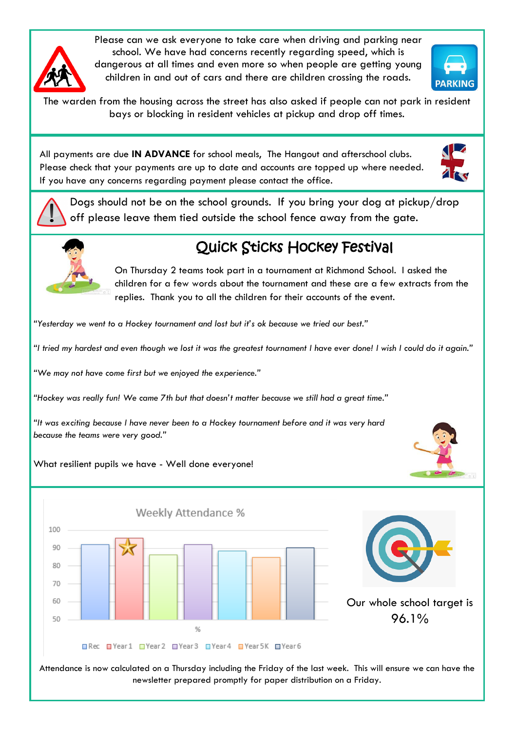Please can we ask everyone to take care when driving and parking near school. We have had concerns recently regarding speed, which is dangerous at all times and even more so when people are getting young children in and out of cars and there are children crossing the roads.

The warden from the housing across the street has also asked if people can not park in resident bays or blocking in resident vehicles at pickup and drop off times.

All payments are due **IN ADVANCE** for school meals, The Hangout and afterschool clubs. Please check that your payments are up to date and accounts are topped up where needed. If you have any concerns regarding payment please contact the office.

Dogs should not be on the school grounds. If you bring your dog at pickup/drop off please leave them tied outside the school fence away from the gate.

## Quick Sticks Hockey Festival

On Thursday 2 teams took part in a tournament at Richmond School. I asked the children for a few words about the tournament and these are a few extracts from the replies. Thank you to all the children for their accounts of the event.

*"Yesterday we went to a Hockey tournament and lost but it's ok because we tried our best."*

*"I tried my hardest and even though we lost it was the greatest tournament I have ever done! I wish I could do it again."*

*"We may not have come first but we enjoyed the experience."*

*"Hockey was really fun! We came 7th but that doesn't matter because we still had a great time."*

*"It was exciting because I have never been to a Hockey tournament before and it was very hard because the teams were very good."*

What resilient pupils we have - Well done everyone!

Weekly Attendance %

100
90
80
70
60
50

%

Rec, Year 1, Year 2, Year 3, Year 4, Year 5K, Year 6

Our whole school target is 96.1%

Attendance is now calculated on a Thursday including the Friday of the last week. This will ensure we can have the newsletter prepared promptly for paper distribution on a Friday.